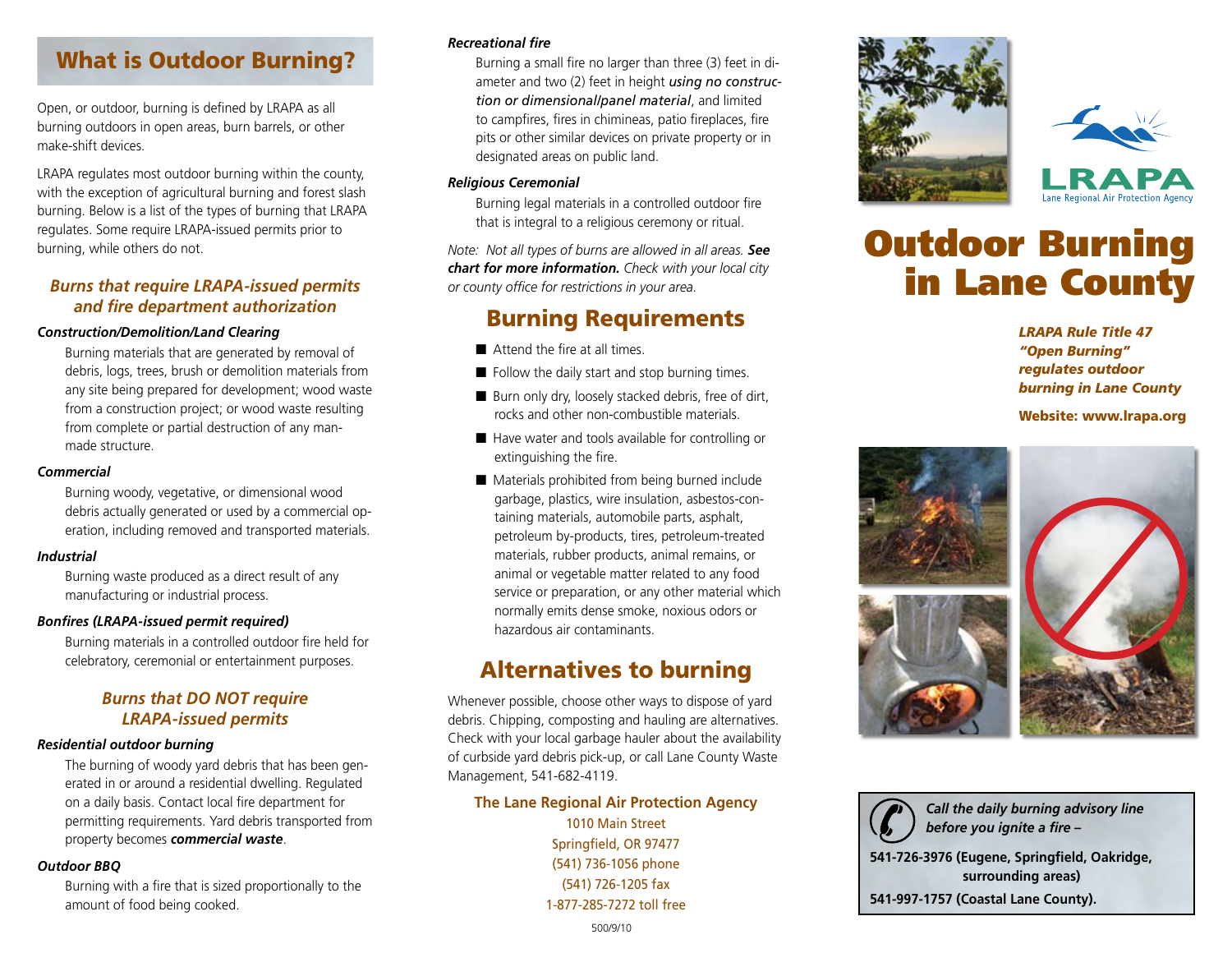## What is Outdoor Burning?

Open, or outdoor, burning is defined by LRAPA as all burning outdoors in open areas, burn barrels, or other make-shift devices.

LRAPA regulates most outdoor burning within the county, with the exception of agricultural burning and forest slash burning. Below is a list of the types of burning that LRAPA regulates. Some require LRAPA-issued permits prior to burning, while others do not.

### *Burns that require LRAPA-issued permits and fire department authorization*

***Construction/Demolition/Land Clearing***

Burning materials that are generated by removal of debris, logs, trees, brush or demolition materials from any site being prepared for development; wood waste from a construction project; or wood waste resulting from complete or partial destruction of any man-made structure.

***Commercial***

Burning woody, vegetative, or dimensional wood debris actually generated or used by a commercial operation, including removed and transported materials.

***Industrial***

Burning waste produced as a direct result of any manufacturing or industrial process.

***Bonfires (LRAPA-issued permit required)***

Burning materials in a controlled outdoor fire held for celebratory, ceremonial or entertainment purposes.

### *Burns that DO NOT require LRAPA-issued permits*

***Residential outdoor burning***

The burning of woody yard debris that has been generated in or around a residential dwelling. Regulated on a daily basis. Contact local fire department for permitting requirements. Yard debris transported from property becomes ***commercial waste***.

***Outdoor BBQ***

Burning with a fire that is sized proportionally to the amount of food being cooked.

***Recreational fire***

Burning a small fire no larger than three (3) feet in diameter and two (2) feet in height *using no construction or dimensional/panel material*, and limited to campfires, fires in chimineas, patio fireplaces, fire pits or other similar devices on private property or in designated areas on public land.

***Religious Ceremonial***

Burning legal materials in a controlled outdoor fire that is integral to a religious ceremony or ritual.

*Note: Not all types of burns are allowed in all areas.* ***See chart for more information.*** *Check with your local city or county office for restrictions in your area.*

## Burning Requirements

- Attend the fire at all times.
- Follow the daily start and stop burning times.
- Burn only dry, loosely stacked debris, free of dirt, rocks and other non-combustible materials.
- Have water and tools available for controlling or extinguishing the fire.
- Materials prohibited from being burned include garbage, plastics, wire insulation, asbestos-containing materials, automobile parts, asphalt, petroleum by-products, tires, petroleum-treated materials, rubber products, animal remains, or animal or vegetable matter related to any food service or preparation, or any other material which normally emits dense smoke, noxious odors or hazardous air contaminants.

## Alternatives to burning

Whenever possible, choose other ways to dispose of yard debris. Chipping, composting and hauling are alternatives. Check with your local garbage hauler about the availability of curbside yard debris pick-up, or call Lane County Waste Management, 541-682-4119.

**The Lane Regional Air Protection Agency**
1010 Main Street
Springfield, OR 97477
(541) 736-1056 phone
(541) 726-1205 fax
1-877-285-7272 toll free

500/9/10

LRAPA
Lane Regional Air Protection Agency

# Outdoor Burning in Lane County

***LRAPA Rule Title 47 "Open Burning" regulates outdoor burning in Lane County***

**Website: www.lrapa.org**

*Call the daily burning advisory line before you ignite a fire –*

**541-726-3976 (Eugene, Springfield, Oakridge, surrounding areas)**

**541-997-1757 (Coastal Lane County).**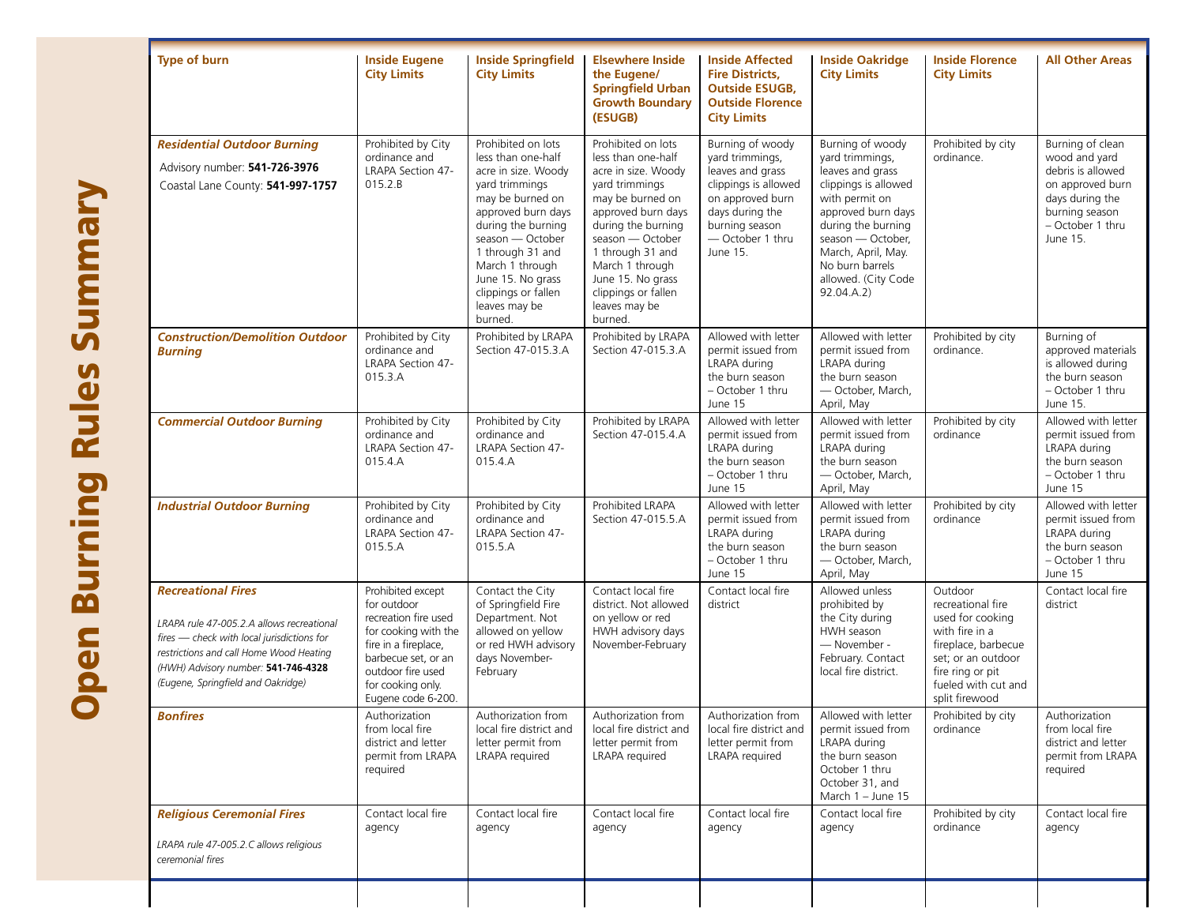# Open Burning Rules Summary

| Type of burn | Inside Eugene City Limits | Inside Springfield City Limits | Elsewhere Inside the Eugene/ Springfield Urban Growth Boundary (ESUGB) | Inside Affected Fire Districts, Outside ESUGB, Outside Florence City Limits | Inside Oakridge City Limits | Inside Florence City Limits | All Other Areas |
|---|---|---|---|---|---|---|---|
| ***Residential Outdoor Burning*** Advisory number: **541-726-3976** Coastal Lane County: **541-997-1757** | Prohibited by City ordinance and LRAPA Section 47-015.2.B | Prohibited on lots less than one-half acre in size. Woody yard trimmings may be burned on approved burn days during the burning season — October 1 through 31 and March 1 through June 15. No grass clippings or fallen leaves may be burned. | Prohibited on lots less than one-half acre in size. Woody yard trimmings may be burned on approved burn days during the burning season — October 1 through 31 and March 1 through June 15. No grass clippings or fallen leaves may be burned. | Burning of woody yard trimmings, leaves and grass clippings is allowed on approved burn days during the burning season — October 1 thru June 15. | Burning of woody yard trimmings, leaves and grass clippings is allowed with permit on approved burn days during the burning season — October, March, April, May. No burn barrels allowed. (City Code 92.04.A.2) | Prohibited by city ordinance. | Burning of clean wood and yard debris is allowed on approved burn days during the burning season – October 1 thru June 15. |
| ***Construction/Demolition Outdoor Burning*** | Prohibited by City ordinance and LRAPA Section 47-015.3.A | Prohibited by LRAPA Section 47-015.3.A | Prohibited by LRAPA Section 47-015.3.A | Allowed with letter permit issued from LRAPA during the burn season – October 1 thru June 15 | Allowed with letter permit issued from LRAPA during the burn season — October, March, April, May | Prohibited by city ordinance. | Burning of approved materials is allowed during the burn season – October 1 thru June 15. |
| ***Commercial Outdoor Burning*** | Prohibited by City ordinance and LRAPA Section 47-015.4.A | Prohibited by City ordinance and LRAPA Section 47-015.4.A | Prohibited by LRAPA Section 47-015.4.A | Allowed with letter permit issued from LRAPA during the burn season – October 1 thru June 15 | Allowed with letter permit issued from LRAPA during the burn season — October, March, April, May | Prohibited by city ordinance | Allowed with letter permit issued from LRAPA during the burn season – October 1 thru June 15 |
| ***Industrial Outdoor Burning*** | Prohibited by City ordinance and LRAPA Section 47-015.5.A | Prohibited by City ordinance and LRAPA Section 47-015.5.A | Prohibited LRAPA Section 47-015.5.A | Allowed with letter permit issued from LRAPA during the burn season – October 1 thru June 15 | Allowed with letter permit issued from LRAPA during the burn season — October, March, April, May | Prohibited by city ordinance | Allowed with letter permit issued from LRAPA during the burn season – October 1 thru June 15 |
| ***Recreational Fires*** *LRAPA rule 47-005.2.A allows recreational fires — check with local jurisdictions for restrictions and call Home Wood Heating (HWH) Advisory number:* ***541-746-4328*** *(Eugene, Springfield and Oakridge)* | Prohibited except for outdoor recreation fire used for cooking with the fire in a fireplace, barbecue set, or an outdoor fire used for cooking only. Eugene code 6-200. | Contact the City of Springfield Fire Department. Not allowed on yellow or red HWH advisory days November-February | Contact local fire district. Not allowed on yellow or red HWH advisory days November-February | Contact local fire district | Allowed unless prohibited by the City during HWH season — November - February. Contact local fire district. | Outdoor recreational fire used for cooking with fire in a fireplace, barbecue set; or an outdoor fire ring or pit fueled with cut and split firewood | Contact local fire district |
| ***Bonfires*** | Authorization from local fire district and letter permit from LRAPA required | Authorization from local fire district and letter permit from LRAPA required | Authorization from local fire district and letter permit from LRAPA required | Authorization from local fire district and letter permit from LRAPA required | Allowed with letter permit issued from LRAPA during the burn season October 1 thru October 31, and March 1 – June 15 | Prohibited by city ordinance | Authorization from local fire district and letter permit from LRAPA required |
| ***Religious Ceremonial Fires*** *LRAPA rule 47-005.2.C allows religious ceremonial fires* | Contact local fire agency | Contact local fire agency | Contact local fire agency | Contact local fire agency | Contact local fire agency | Prohibited by city ordinance | Contact local fire agency |